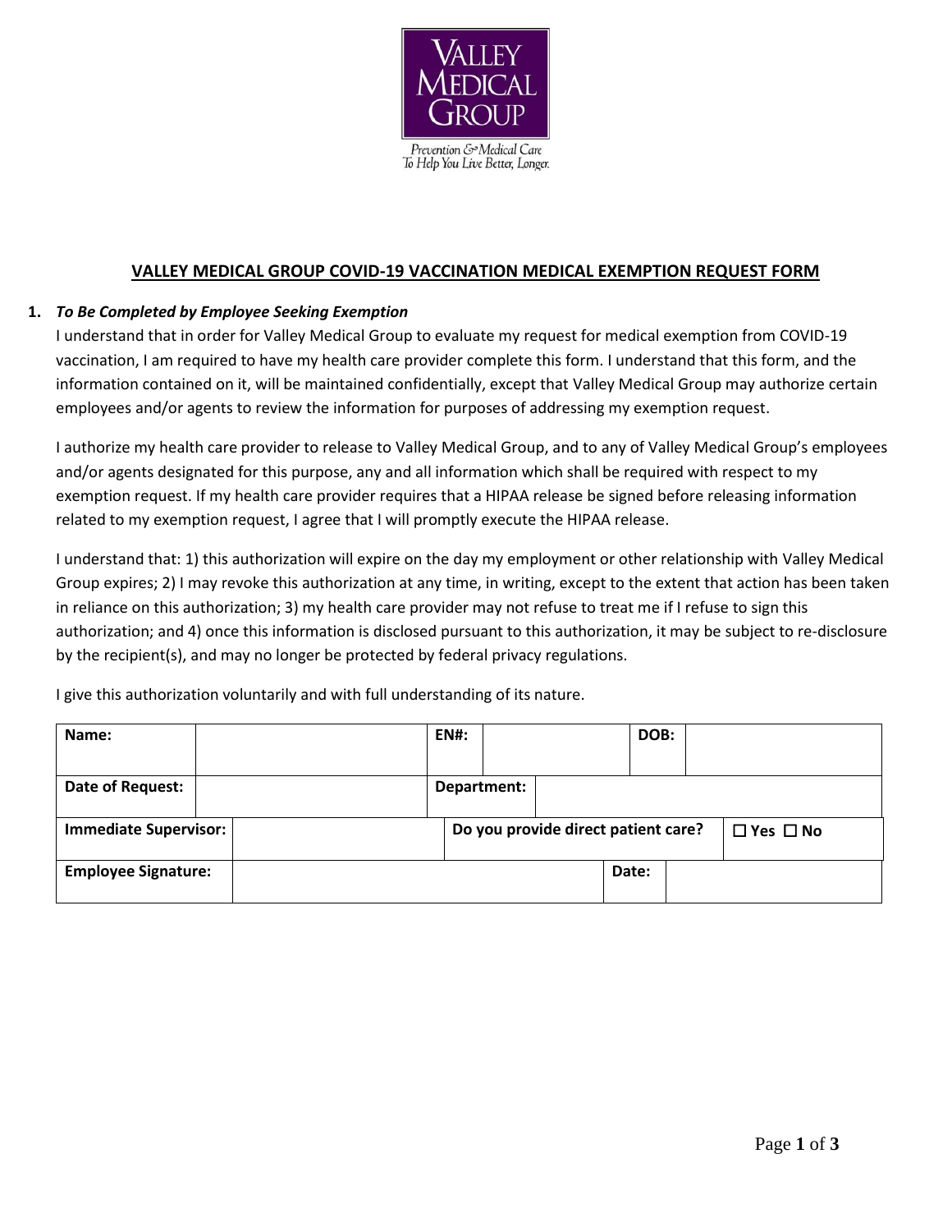VALLEY MEDICAL GROUP

Prevention & Medical Care
To Help You Live Better, Longer.

## VALLEY MEDICAL GROUP COVID-19 VACCINATION MEDICAL EXEMPTION REQUEST FORM

**1.** ***To Be Completed by Employee Seeking Exemption***

I understand that in order for Valley Medical Group to evaluate my request for medical exemption from COVID-19 vaccination, I am required to have my health care provider complete this form. I understand that this form, and the information contained on it, will be maintained confidentially, except that Valley Medical Group may authorize certain employees and/or agents to review the information for purposes of addressing my exemption request.

I authorize my health care provider to release to Valley Medical Group, and to any of Valley Medical Group's employees and/or agents designated for this purpose, any and all information which shall be required with respect to my exemption request. If my health care provider requires that a HIPAA release be signed before releasing information related to my exemption request, I agree that I will promptly execute the HIPAA release.

I understand that: 1) this authorization will expire on the day my employment or other relationship with Valley Medical Group expires; 2) I may revoke this authorization at any time, in writing, except to the extent that action has been taken in reliance on this authorization; 3) my health care provider may not refuse to treat me if I refuse to sign this authorization; and 4) once this information is disclosed pursuant to this authorization, it may be subject to re-disclosure by the recipient(s), and may no longer be protected by federal privacy regulations.

I give this authorization voluntarily and with full understanding of its nature.

| **Name:** | | **EN#:** | | **DOB:** | |
|---|---|---|---|---|---|
| **Date of Request:** | | **Department:** | | | |
| **Immediate Supervisor:** | | **Do you provide direct patient care?** | | ☐ Yes ☐ No | |
| **Employee Signature:** | | | **Date:** | | |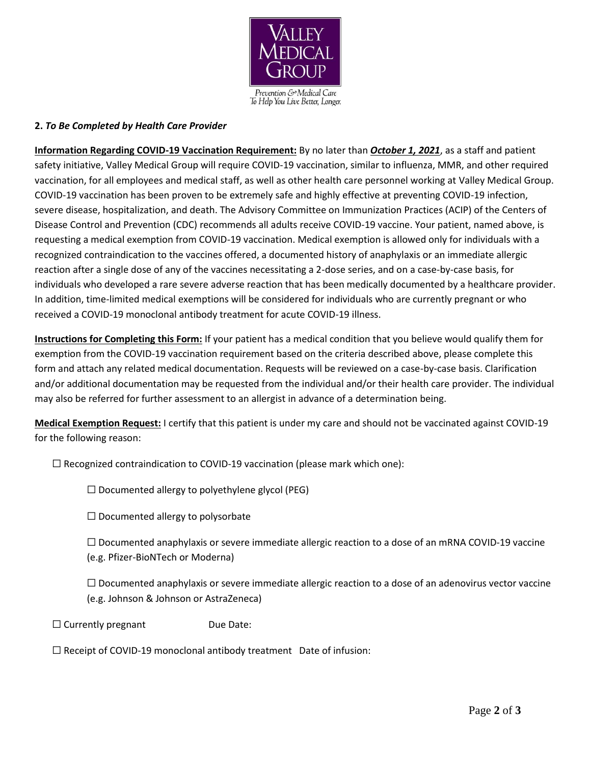Valley Medical Group

Prevention & Medical Care To Help You Live Better, Longer.

**2.** ***To Be Completed by Health Care Provider***

**Information Regarding COVID-19 Vaccination Requirement:** By no later than ***October 1, 2021***, as a staff and patient safety initiative, Valley Medical Group will require COVID-19 vaccination, similar to influenza, MMR, and other required vaccination, for all employees and medical staff, as well as other health care personnel working at Valley Medical Group. COVID-19 vaccination has been proven to be extremely safe and highly effective at preventing COVID-19 infection, severe disease, hospitalization, and death. The Advisory Committee on Immunization Practices (ACIP) of the Centers of Disease Control and Prevention (CDC) recommends all adults receive COVID-19 vaccine. Your patient, named above, is requesting a medical exemption from COVID-19 vaccination. Medical exemption is allowed only for individuals with a recognized contraindication to the vaccines offered, a documented history of anaphylaxis or an immediate allergic reaction after a single dose of any of the vaccines necessitating a 2-dose series, and on a case-by-case basis, for individuals who developed a rare severe adverse reaction that has been medically documented by a healthcare provider. In addition, time-limited medical exemptions will be considered for individuals who are currently pregnant or who received a COVID-19 monoclonal antibody treatment for acute COVID-19 illness.

**Instructions for Completing this Form:** If your patient has a medical condition that you believe would qualify them for exemption from the COVID-19 vaccination requirement based on the criteria described above, please complete this form and attach any related medical documentation. Requests will be reviewed on a case-by-case basis. Clarification and/or additional documentation may be requested from the individual and/or their health care provider. The individual may also be referred for further assessment to an allergist in advance of a determination being.

**Medical Exemption Request:** I certify that this patient is under my care and should not be vaccinated against COVID-19 for the following reason:

☐ Recognized contraindication to COVID-19 vaccination (please mark which one):

- ☐ Documented allergy to polyethylene glycol (PEG)
- ☐ Documented allergy to polysorbate
- ☐ Documented anaphylaxis or severe immediate allergic reaction to a dose of an mRNA COVID-19 vaccine (e.g. Pfizer-BioNTech or Moderna)
- ☐ Documented anaphylaxis or severe immediate allergic reaction to a dose of an adenovirus vector vaccine (e.g. Johnson & Johnson or AstraZeneca)

☐ Currently pregnant Due Date:

☐ Receipt of COVID-19 monoclonal antibody treatment Date of infusion: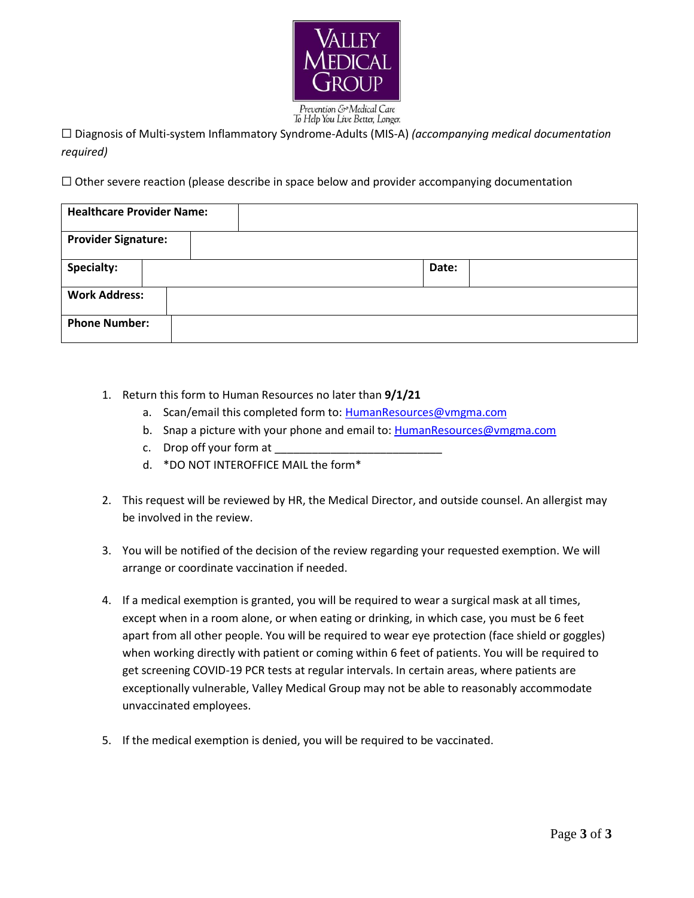☐ Diagnosis of Multi-system Inflammatory Syndrome-Adults (MIS-A) *(accompanying medical documentation required)*

☐ Other severe reaction (please describe in space below and provider accompanying documentation

| | | | |
|---|---|---|---|
| **Healthcare Provider Name:** | | | |
| **Provider Signature:** | | | |
| **Specialty:** | | **Date:** | |
| **Work Address:** | | | |
| **Phone Number:** | | | |

1. Return this form to Human Resources no later than **9/1/21**
   a. Scan/email this completed form to: HumanResources@vmgma.com
   b. Snap a picture with your phone and email to: HumanResources@vmgma.com
   c. Drop off your form at ___________________________
   d. *DO NOT INTEROFFICE MAIL the form*

2. This request will be reviewed by HR, the Medical Director, and outside counsel. An allergist may be involved in the review.

3. You will be notified of the decision of the review regarding your requested exemption. We will arrange or coordinate vaccination if needed.

4. If a medical exemption is granted, you will be required to wear a surgical mask at all times, except when in a room alone, or when eating or drinking, in which case, you must be 6 feet apart from all other people. You will be required to wear eye protection (face shield or goggles) when working directly with patient or coming within 6 feet of patients. You will be required to get screening COVID-19 PCR tests at regular intervals. In certain areas, where patients are exceptionally vulnerable, Valley Medical Group may not be able to reasonably accommodate unvaccinated employees.

5. If the medical exemption is denied, you will be required to be vaccinated.